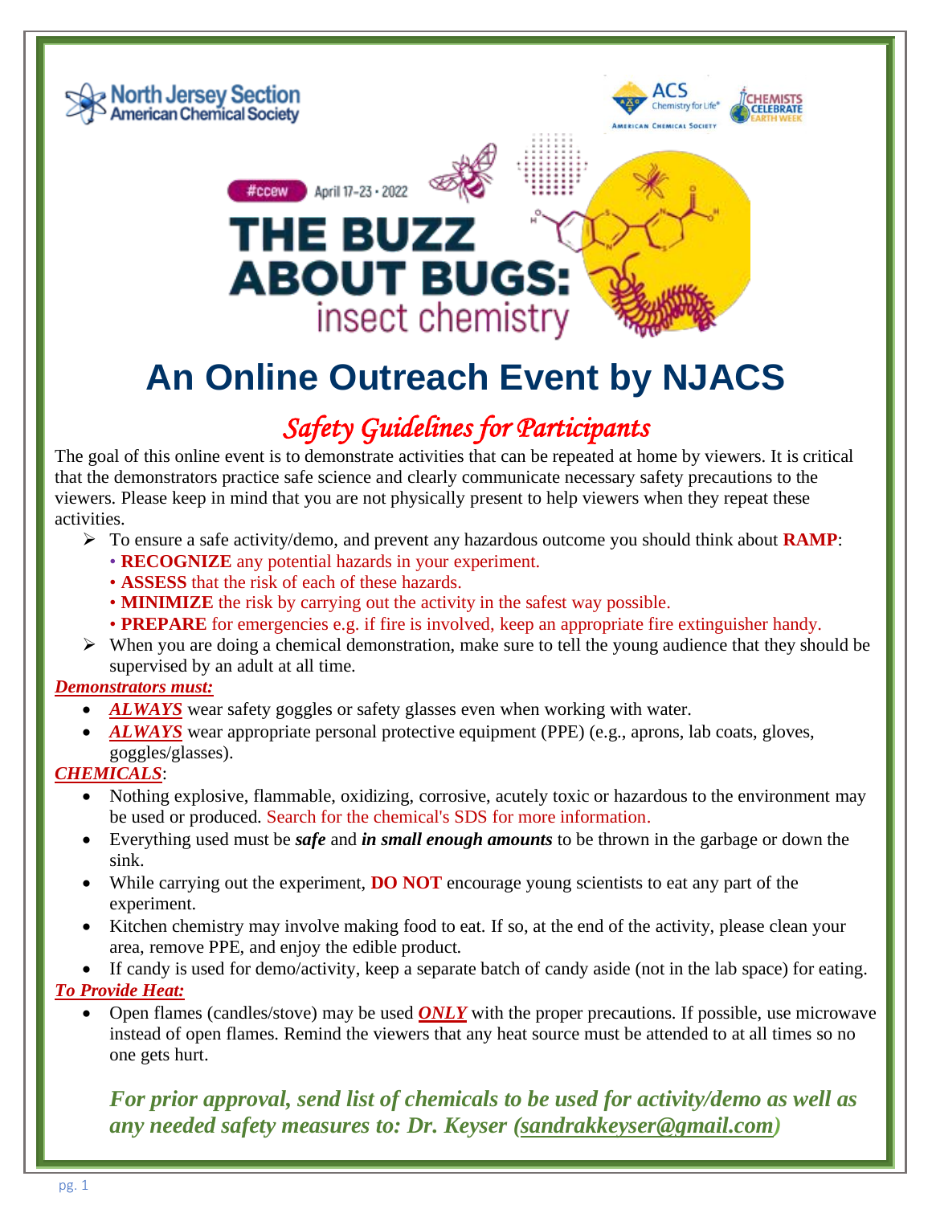North Jersey Section American Chemical Society

ACS Chemistry for Life — American Chemical Society

Chemists Celebrate Earth Week

#ccew April 17-23 • 2022

# THE BUZZ ABOUT BUGS: insect chemistry

# An Online Outreach Event by NJACS

## *Safety Guidelines for Participants*

The goal of this online event is to demonstrate activities that can be repeated at home by viewers. It is critical that the demonstrators practice safe science and clearly communicate necessary safety precautions to the viewers. Please keep in mind that you are not physically present to help viewers when they repeat these activities.

- To ensure a safe activity/demo, and prevent any hazardous outcome you should think about **RAMP**:
  - **RECOGNIZE** any potential hazards in your experiment.
  - **ASSESS** that the risk of each of these hazards.
  - **MINIMIZE** the risk by carrying out the activity in the safest way possible.
  - **PREPARE** for emergencies e.g. if fire is involved, keep an appropriate fire extinguisher handy.
- When you are doing a chemical demonstration, make sure to tell the young audience that they should be supervised by an adult at all time.

***Demonstrators must:***

- ***ALWAYS*** wear safety goggles or safety glasses even when working with water.
- ***ALWAYS*** wear appropriate personal protective equipment (PPE) (e.g., aprons, lab coats, gloves, goggles/glasses).

***CHEMICALS***:

- Nothing explosive, flammable, oxidizing, corrosive, acutely toxic or hazardous to the environment may be used or produced. Search for the chemical's SDS for more information.
- Everything used must be ***safe*** and ***in small enough amounts*** to be thrown in the garbage or down the sink.
- While carrying out the experiment, **DO NOT** encourage young scientists to eat any part of the experiment.
- Kitchen chemistry may involve making food to eat. If so, at the end of the activity, please clean your area, remove PPE, and enjoy the edible product.
- If candy is used for demo/activity, keep a separate batch of candy aside (not in the lab space) for eating.

***To Provide Heat:***

- Open flames (candles/stove) may be used ***ONLY*** with the proper precautions. If possible, use microwave instead of open flames. Remind the viewers that any heat source must be attended to at all times so no one gets hurt.

***For prior approval, send list of chemicals to be used for activity/demo as well as any needed safety measures to: Dr. Keyser (sandrakkeyser@gmail.com)***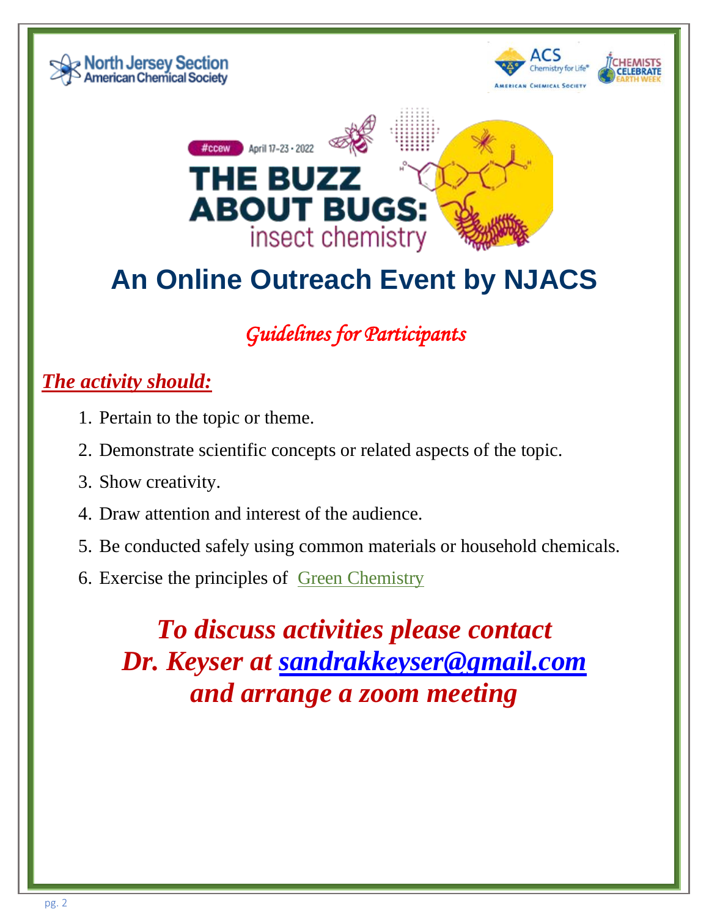North Jersey Section American Chemical Society

ACS Chemistry for Life® American Chemical Society

Chemists Celebrate Earth Week

#ccew April 17–23 • 2022

THE BUZZ ABOUT BUGS: insect chemistry

# An Online Outreach Event by NJACS

## *Guidelines for Participants*

***The activity should:***

1. Pertain to the topic or theme.
2. Demonstrate scientific concepts or related aspects of the topic.
3. Show creativity.
4. Draw attention and interest of the audience.
5. Be conducted safely using common materials or household chemicals.
6. Exercise the principles of Green Chemistry

***To discuss activities please contact Dr. Keyser at sandrakkeyser@gmail.com and arrange a zoom meeting***